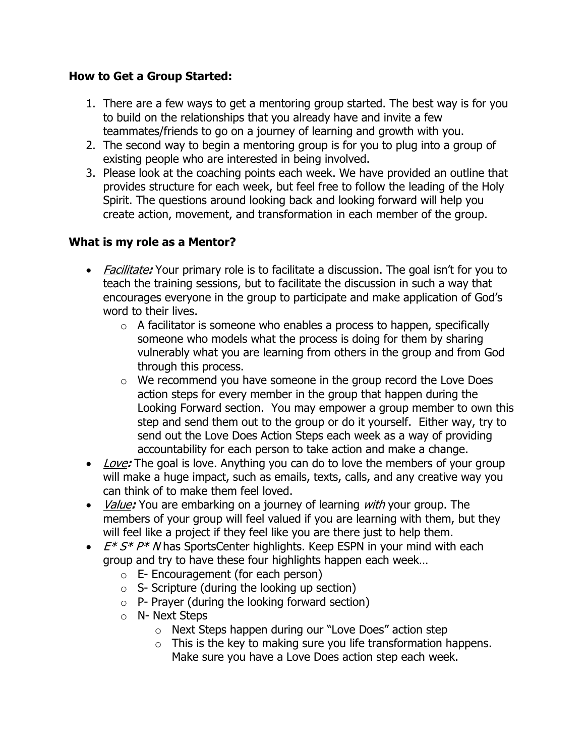**How to Get a Group Started:**

1. There are a few ways to get a mentoring group started. The best way is for you to build on the relationships that you already have and invite a few teammates/friends to go on a journey of learning and growth with you.
2. The second way to begin a mentoring group is for you to plug into a group of existing people who are interested in being involved.
3. Please look at the coaching points each week. We have provided an outline that provides structure for each week, but feel free to follow the leading of the Holy Spirit. The questions around looking back and looking forward will help you create action, movement, and transformation in each member of the group.

**What is my role as a Mentor?**

- *Facilitate***:** Your primary role is to facilitate a discussion. The goal isn't for you to teach the training sessions, but to facilitate the discussion in such a way that encourages everyone in the group to participate and make application of God's word to their lives.
    - A facilitator is someone who enables a process to happen, specifically someone who models what the process is doing for them by sharing vulnerably what you are learning from others in the group and from God through this process.
    - We recommend you have someone in the group record the Love Does action steps for every member in the group that happen during the Looking Forward section. You may empower a group member to own this step and send them out to the group or do it yourself. Either way, try to send out the Love Does Action Steps each week as a way of providing accountability for each person to take action and make a change.
- *Love***:** The goal is love. Anything you can do to love the members of your group will make a huge impact, such as emails, texts, calls, and any creative way you can think of to make them feel loved.
- *Value***:** You are embarking on a journey of learning *with* your group. The members of your group will feel valued if you are learning with them, but they will feel like a project if they feel like you are there just to help them.
- *E* S* P* N* has SportsCenter highlights. Keep ESPN in your mind with each group and try to have these four highlights happen each week…
    - E- Encouragement (for each person)
    - S- Scripture (during the looking up section)
    - P- Prayer (during the looking forward section)
    - N- Next Steps
        - Next Steps happen during our "Love Does" action step
        - This is the key to making sure you life transformation happens. Make sure you have a Love Does action step each week.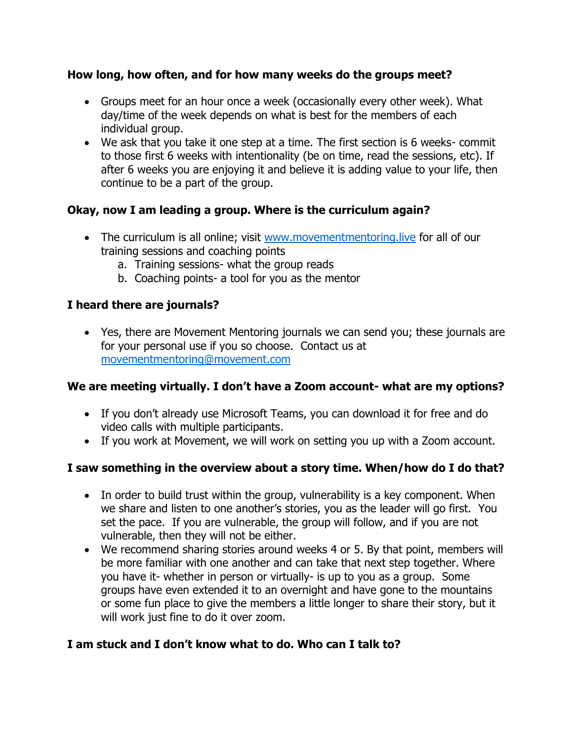**How long, how often, and for how many weeks do the groups meet?**

- Groups meet for an hour once a week (occasionally every other week). What day/time of the week depends on what is best for the members of each individual group.
- We ask that you take it one step at a time. The first section is 6 weeks- commit to those first 6 weeks with intentionality (be on time, read the sessions, etc). If after 6 weeks you are enjoying it and believe it is adding value to your life, then continue to be a part of the group.

**Okay, now I am leading a group. Where is the curriculum again?**

- The curriculum is all online; visit [www.movementmentoring.live](http://www.movementmentoring.live) for all of our training sessions and coaching points
  a. Training sessions- what the group reads
  b. Coaching points- a tool for you as the mentor

**I heard there are journals?**

- Yes, there are Movement Mentoring journals we can send you; these journals are for your personal use if you so choose. Contact us at [movementmentoring@movement.com](mailto:movementmentoring@movement.com)

**We are meeting virtually. I don't have a Zoom account- what are my options?**

- If you don't already use Microsoft Teams, you can download it for free and do video calls with multiple participants.
- If you work at Movement, we will work on setting you up with a Zoom account.

**I saw something in the overview about a story time. When/how do I do that?**

- In order to build trust within the group, vulnerability is a key component. When we share and listen to one another's stories, you as the leader will go first. You set the pace. If you are vulnerable, the group will follow, and if you are not vulnerable, then they will not be either.
- We recommend sharing stories around weeks 4 or 5. By that point, members will be more familiar with one another and can take that next step together. Where you have it- whether in person or virtually- is up to you as a group. Some groups have even extended it to an overnight and have gone to the mountains or some fun place to give the members a little longer to share their story, but it will work just fine to do it over zoom.

**I am stuck and I don't know what to do. Who can I talk to?**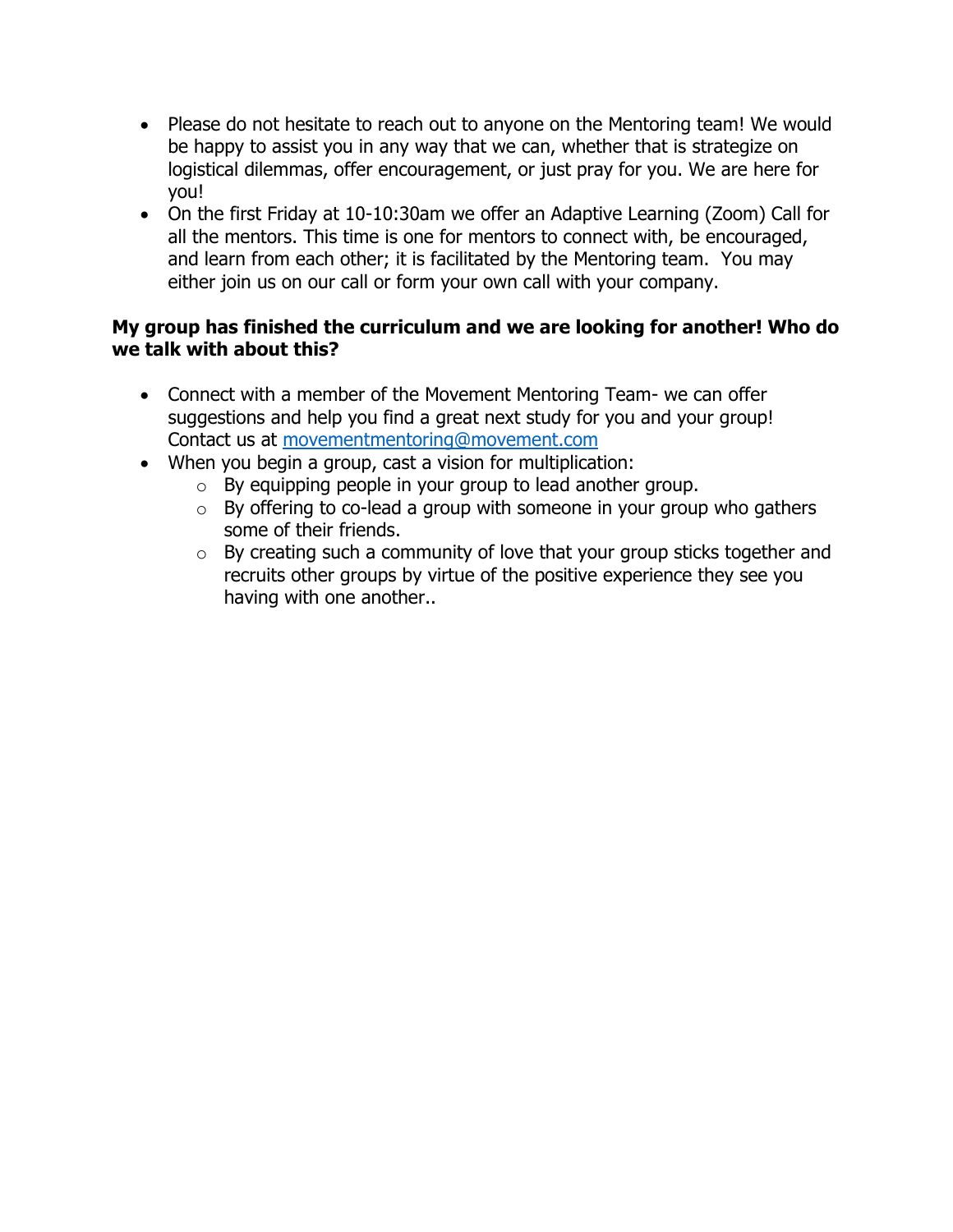- Please do not hesitate to reach out to anyone on the Mentoring team! We would be happy to assist you in any way that we can, whether that is strategize on logistical dilemmas, offer encouragement, or just pray for you. We are here for you!
- On the first Friday at 10-10:30am we offer an Adaptive Learning (Zoom) Call for all the mentors. This time is one for mentors to connect with, be encouraged, and learn from each other; it is facilitated by the Mentoring team. You may either join us on our call or form your own call with your company.

**My group has finished the curriculum and we are looking for another! Who do we talk with about this?**

- Connect with a member of the Movement Mentoring Team- we can offer suggestions and help you find a great next study for you and your group! Contact us at [movementmentoring@movement.com](mailto:movementmentoring@movement.com)
- When you begin a group, cast a vision for multiplication:
  - By equipping people in your group to lead another group.
  - By offering to co-lead a group with someone in your group who gathers some of their friends.
  - By creating such a community of love that your group sticks together and recruits other groups by virtue of the positive experience they see you having with one another..